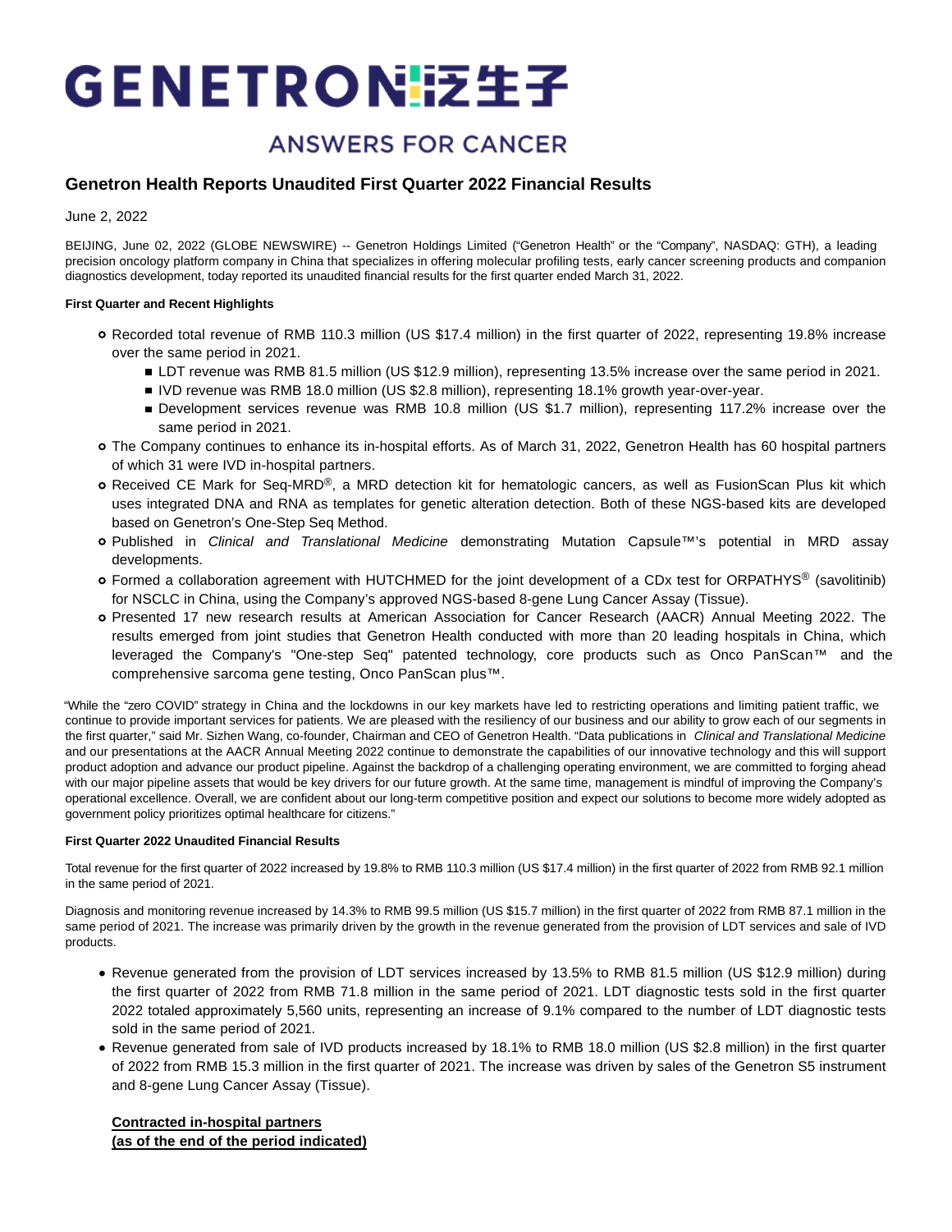# GENETRON泛生子

ANSWERS FOR CANCER

## Genetron Health Reports Unaudited First Quarter 2022 Financial Results

June 2, 2022

BEIJING, June 02, 2022 (GLOBE NEWSWIRE) -- Genetron Holdings Limited ("Genetron Health" or the "Company", NASDAQ: GTH), a leading precision oncology platform company in China that specializes in offering molecular profiling tests, early cancer screening products and companion diagnostics development, today reported its unaudited financial results for the first quarter ended March 31, 2022.

**First Quarter and Recent Highlights**

- Recorded total revenue of RMB 110.3 million (US $17.4 million) in the first quarter of 2022, representing 19.8% increase over the same period in 2021.
  - LDT revenue was RMB 81.5 million (US $12.9 million), representing 13.5% increase over the same period in 2021.
  - IVD revenue was RMB 18.0 million (US $2.8 million), representing 18.1% growth year-over-year.
  - Development services revenue was RMB 10.8 million (US $1.7 million), representing 117.2% increase over the same period in 2021.
- The Company continues to enhance its in-hospital efforts. As of March 31, 2022, Genetron Health has 60 hospital partners of which 31 were IVD in-hospital partners.
- Received CE Mark for Seq-MRD®, a MRD detection kit for hematologic cancers, as well as FusionScan Plus kit which uses integrated DNA and RNA as templates for genetic alteration detection. Both of these NGS-based kits are developed based on Genetron's One-Step Seq Method.
- Published in *Clinical and Translational Medicine* demonstrating Mutation Capsule™'s potential in MRD assay developments.
- Formed a collaboration agreement with HUTCHMED for the joint development of a CDx test for ORPATHYS® (savolitinib) for NSCLC in China, using the Company's approved NGS-based 8-gene Lung Cancer Assay (Tissue).
- Presented 17 new research results at American Association for Cancer Research (AACR) Annual Meeting 2022. The results emerged from joint studies that Genetron Health conducted with more than 20 leading hospitals in China, which leveraged the Company's "One-step Seq" patented technology, core products such as Onco PanScan™ and the comprehensive sarcoma gene testing, Onco PanScan plus™.

"While the "zero COVID" strategy in China and the lockdowns in our key markets have led to restricting operations and limiting patient traffic, we continue to provide important services for patients. We are pleased with the resiliency of our business and our ability to grow each of our segments in the first quarter," said Mr. Sizhen Wang, co-founder, Chairman and CEO of Genetron Health. "Data publications in *Clinical and Translational Medicine* and our presentations at the AACR Annual Meeting 2022 continue to demonstrate the capabilities of our innovative technology and this will support product adoption and advance our product pipeline. Against the backdrop of a challenging operating environment, we are committed to forging ahead with our major pipeline assets that would be key drivers for our future growth. At the same time, management is mindful of improving the Company's operational excellence. Overall, we are confident about our long-term competitive position and expect our solutions to become more widely adopted as government policy prioritizes optimal healthcare for citizens."

**First Quarter 2022 Unaudited Financial Results**

Total revenue for the first quarter of 2022 increased by 19.8% to RMB 110.3 million (US $17.4 million) in the first quarter of 2022 from RMB 92.1 million in the same period of 2021.

Diagnosis and monitoring revenue increased by 14.3% to RMB 99.5 million (US $15.7 million) in the first quarter of 2022 from RMB 87.1 million in the same period of 2021. The increase was primarily driven by the growth in the revenue generated from the provision of LDT services and sale of IVD products.

- Revenue generated from the provision of LDT services increased by 13.5% to RMB 81.5 million (US $12.9 million) during the first quarter of 2022 from RMB 71.8 million in the same period of 2021. LDT diagnostic tests sold in the first quarter 2022 totaled approximately 5,560 units, representing an increase of 9.1% compared to the number of LDT diagnostic tests sold in the same period of 2021.
- Revenue generated from sale of IVD products increased by 18.1% to RMB 18.0 million (US $2.8 million) in the first quarter of 2022 from RMB 15.3 million in the first quarter of 2021. The increase was driven by sales of the Genetron S5 instrument and 8-gene Lung Cancer Assay (Tissue).

**Contracted in-hospital partners**
**(as of the end of the period indicated)**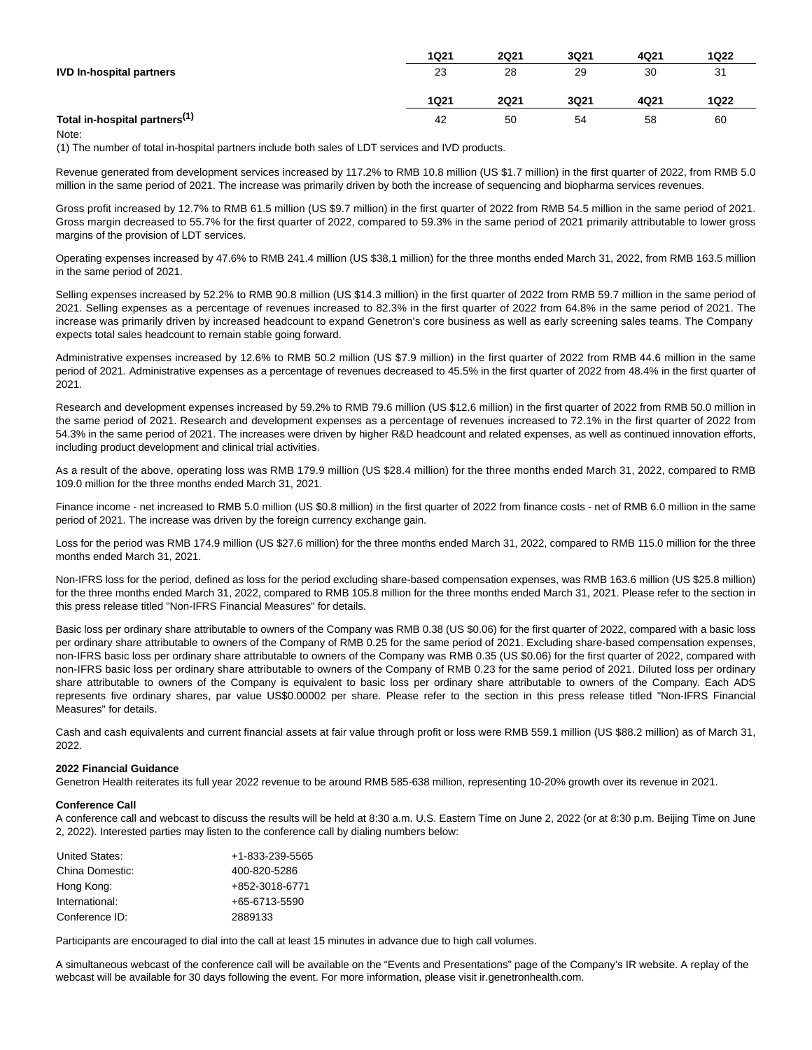| | 1Q21 | 2Q21 | 3Q21 | 4Q21 | 1Q22 |
|---|---|---|---|---|---|
| **IVD In-hospital partners** | 23 | 28 | 29 | 30 | 31 |

| | 1Q21 | 2Q21 | 3Q21 | 4Q21 | 1Q22 |
|---|---|---|---|---|---|
| **Total in-hospital partners(1)** | 42 | 50 | 54 | 58 | 60 |

Note:

(1) The number of total in-hospital partners include both sales of LDT services and IVD products.

Revenue generated from development services increased by 117.2% to RMB 10.8 million (US $1.7 million) in the first quarter of 2022, from RMB 5.0 million in the same period of 2021. The increase was primarily driven by both the increase of sequencing and biopharma services revenues.

Gross profit increased by 12.7% to RMB 61.5 million (US $9.7 million) in the first quarter of 2022 from RMB 54.5 million in the same period of 2021. Gross margin decreased to 55.7% for the first quarter of 2022, compared to 59.3% in the same period of 2021 primarily attributable to lower gross margins of the provision of LDT services.

Operating expenses increased by 47.6% to RMB 241.4 million (US $38.1 million) for the three months ended March 31, 2022, from RMB 163.5 million in the same period of 2021.

Selling expenses increased by 52.2% to RMB 90.8 million (US $14.3 million) in the first quarter of 2022 from RMB 59.7 million in the same period of 2021. Selling expenses as a percentage of revenues increased to 82.3% in the first quarter of 2022 from 64.8% in the same period of 2021. The increase was primarily driven by increased headcount to expand Genetron's core business as well as early screening sales teams. The Company expects total sales headcount to remain stable going forward.

Administrative expenses increased by 12.6% to RMB 50.2 million (US $7.9 million) in the first quarter of 2022 from RMB 44.6 million in the same period of 2021. Administrative expenses as a percentage of revenues decreased to 45.5% in the first quarter of 2022 from 48.4% in the first quarter of 2021.

Research and development expenses increased by 59.2% to RMB 79.6 million (US $12.6 million) in the first quarter of 2022 from RMB 50.0 million in the same period of 2021. Research and development expenses as a percentage of revenues increased to 72.1% in the first quarter of 2022 from 54.3% in the same period of 2021. The increases were driven by higher R&D headcount and related expenses, as well as continued innovation efforts, including product development and clinical trial activities.

As a result of the above, operating loss was RMB 179.9 million (US $28.4 million) for the three months ended March 31, 2022, compared to RMB 109.0 million for the three months ended March 31, 2021.

Finance income - net increased to RMB 5.0 million (US $0.8 million) in the first quarter of 2022 from finance costs - net of RMB 6.0 million in the same period of 2021. The increase was driven by the foreign currency exchange gain.

Loss for the period was RMB 174.9 million (US $27.6 million) for the three months ended March 31, 2022, compared to RMB 115.0 million for the three months ended March 31, 2021.

Non-IFRS loss for the period, defined as loss for the period excluding share-based compensation expenses, was RMB 163.6 million (US $25.8 million) for the three months ended March 31, 2022, compared to RMB 105.8 million for the three months ended March 31, 2021. Please refer to the section in this press release titled "Non-IFRS Financial Measures" for details.

Basic loss per ordinary share attributable to owners of the Company was RMB 0.38 (US $0.06) for the first quarter of 2022, compared with a basic loss per ordinary share attributable to owners of the Company of RMB 0.25 for the same period of 2021. Excluding share-based compensation expenses, non-IFRS basic loss per ordinary share attributable to owners of the Company was RMB 0.35 (US $0.06) for the first quarter of 2022, compared with non-IFRS basic loss per ordinary share attributable to owners of the Company of RMB 0.23 for the same period of 2021. Diluted loss per ordinary share attributable to owners of the Company is equivalent to basic loss per ordinary share attributable to owners of the Company. Each ADS represents five ordinary shares, par value US$0.00002 per share. Please refer to the section in this press release titled "Non-IFRS Financial Measures" for details.

Cash and cash equivalents and current financial assets at fair value through profit or loss were RMB 559.1 million (US $88.2 million) as of March 31, 2022.

**2022 Financial Guidance**

Genetron Health reiterates its full year 2022 revenue to be around RMB 585-638 million, representing 10-20% growth over its revenue in 2021.

**Conference Call**

A conference call and webcast to discuss the results will be held at 8:30 a.m. U.S. Eastern Time on June 2, 2022 (or at 8:30 p.m. Beijing Time on June 2, 2022). Interested parties may listen to the conference call by dialing numbers below:

| | |
|---|---|
| United States: | +1-833-239-5565 |
| China Domestic: | 400-820-5286 |
| Hong Kong: | +852-3018-6771 |
| International: | +65-6713-5590 |
| Conference ID: | 2889133 |

Participants are encouraged to dial into the call at least 15 minutes in advance due to high call volumes.

A simultaneous webcast of the conference call will be available on the "Events and Presentations" page of the Company's IR website. A replay of the webcast will be available for 30 days following the event. For more information, please visit ir.genetronhealth.com.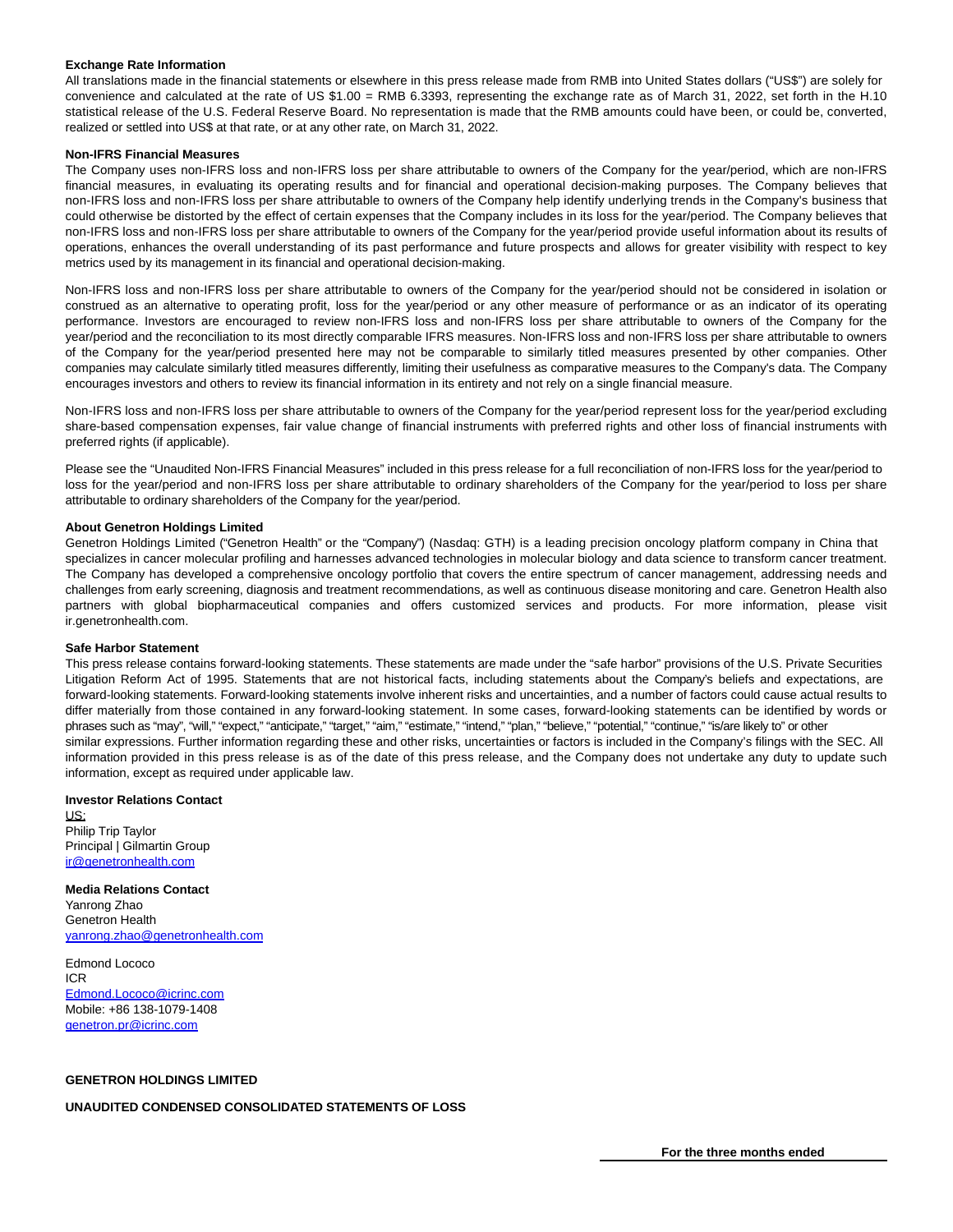**Exchange Rate Information**

All translations made in the financial statements or elsewhere in this press release made from RMB into United States dollars ("US$") are solely for convenience and calculated at the rate of US $1.00 = RMB 6.3393, representing the exchange rate as of March 31, 2022, set forth in the H.10 statistical release of the U.S. Federal Reserve Board. No representation is made that the RMB amounts could have been, or could be, converted, realized or settled into US$ at that rate, or at any other rate, on March 31, 2022.

**Non-IFRS Financial Measures**

The Company uses non-IFRS loss and non-IFRS loss per share attributable to owners of the Company for the year/period, which are non-IFRS financial measures, in evaluating its operating results and for financial and operational decision-making purposes. The Company believes that non-IFRS loss and non-IFRS loss per share attributable to owners of the Company help identify underlying trends in the Company's business that could otherwise be distorted by the effect of certain expenses that the Company includes in its loss for the year/period. The Company believes that non-IFRS loss and non-IFRS loss per share attributable to owners of the Company for the year/period provide useful information about its results of operations, enhances the overall understanding of its past performance and future prospects and allows for greater visibility with respect to key metrics used by its management in its financial and operational decision-making.

Non-IFRS loss and non-IFRS loss per share attributable to owners of the Company for the year/period should not be considered in isolation or construed as an alternative to operating profit, loss for the year/period or any other measure of performance or as an indicator of its operating performance. Investors are encouraged to review non-IFRS loss and non-IFRS loss per share attributable to owners of the Company for the year/period and the reconciliation to its most directly comparable IFRS measures. Non-IFRS loss and non-IFRS loss per share attributable to owners of the Company for the year/period presented here may not be comparable to similarly titled measures presented by other companies. Other companies may calculate similarly titled measures differently, limiting their usefulness as comparative measures to the Company's data. The Company encourages investors and others to review its financial information in its entirety and not rely on a single financial measure.

Non-IFRS loss and non-IFRS loss per share attributable to owners of the Company for the year/period represent loss for the year/period excluding share-based compensation expenses, fair value change of financial instruments with preferred rights and other loss of financial instruments with preferred rights (if applicable).

Please see the "Unaudited Non-IFRS Financial Measures" included in this press release for a full reconciliation of non-IFRS loss for the year/period to loss for the year/period and non-IFRS loss per share attributable to ordinary shareholders of the Company for the year/period to loss per share attributable to ordinary shareholders of the Company for the year/period.

**About Genetron Holdings Limited**

Genetron Holdings Limited ("Genetron Health" or the "Company") (Nasdaq: GTH) is a leading precision oncology platform company in China that specializes in cancer molecular profiling and harnesses advanced technologies in molecular biology and data science to transform cancer treatment. The Company has developed a comprehensive oncology portfolio that covers the entire spectrum of cancer management, addressing needs and challenges from early screening, diagnosis and treatment recommendations, as well as continuous disease monitoring and care. Genetron Health also partners with global biopharmaceutical companies and offers customized services and products. For more information, please visit ir.genetronhealth.com.

**Safe Harbor Statement**

This press release contains forward-looking statements. These statements are made under the "safe harbor" provisions of the U.S. Private Securities Litigation Reform Act of 1995. Statements that are not historical facts, including statements about the Company's beliefs and expectations, are forward-looking statements. Forward-looking statements involve inherent risks and uncertainties, and a number of factors could cause actual results to differ materially from those contained in any forward-looking statement. In some cases, forward-looking statements can be identified by words or phrases such as "may", "will," "expect," "anticipate," "target," "aim," "estimate," "intend," "plan," "believe," "potential," "continue," "is/are likely to" or other similar expressions. Further information regarding these and other risks, uncertainties or factors is included in the Company's filings with the SEC. All information provided in this press release is as of the date of this press release, and the Company does not undertake any duty to update such information, except as required under applicable law.

**Investor Relations Contact**

US:
Philip Trip Taylor
Principal | Gilmartin Group
ir@genetronhealth.com

**Media Relations Contact**

Yanrong Zhao
Genetron Health
yanrong.zhao@genetronhealth.com

Edmond Lococo
ICR
Edmond.Lococo@icrinc.com
Mobile: +86 138-1079-1408
genetron.pr@icrinc.com

**GENETRON HOLDINGS LIMITED**

**UNAUDITED CONDENSED CONSOLIDATED STATEMENTS OF LOSS**

**For the three months ended**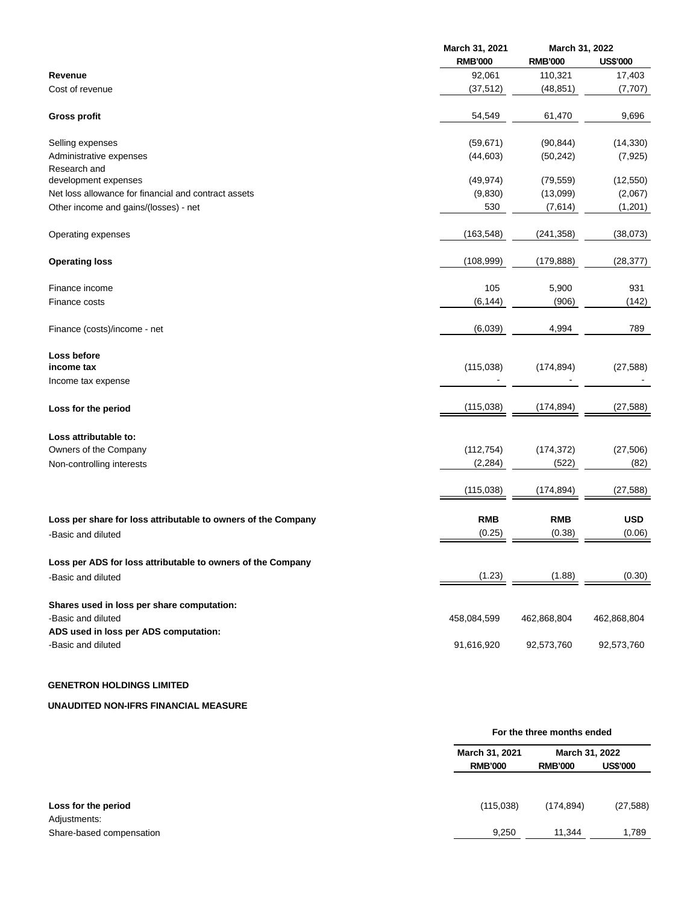| | March 31, 2021 | March 31, 2022 | |
|---|---|---|---|
| | RMB'000 | RMB'000 | US$'000 |
| **Revenue** | 92,061 | 110,321 | 17,403 |
| Cost of revenue | (37,512) | (48,851) | (7,707) |
| **Gross profit** | 54,549 | 61,470 | 9,696 |
| Selling expenses | (59,671) | (90,844) | (14,330) |
| Administrative expenses | (44,603) | (50,242) | (7,925) |
| Research and development expenses | (49,974) | (79,559) | (12,550) |
| Net loss allowance for financial and contract assets | (9,830) | (13,099) | (2,067) |
| Other income and gains/(losses) - net | 530 | (7,614) | (1,201) |
| Operating expenses | (163,548) | (241,358) | (38,073) |
| **Operating loss** | (108,999) | (179,888) | (28,377) |
| Finance income | 105 | 5,900 | 931 |
| Finance costs | (6,144) | (906) | (142) |
| Finance (costs)/income - net | (6,039) | 4,994 | 789 |
| **Loss before income tax** | (115,038) | (174,894) | (27,588) |
| Income tax expense | - | - | - |
| **Loss for the period** | (115,038) | (174,894) | (27,588) |
| **Loss attributable to:** | | | |
| Owners of the Company | (112,754) | (174,372) | (27,506) |
| Non-controlling interests | (2,284) | (522) | (82) |
| | (115,038) | (174,894) | (27,588) |
| **Loss per share for loss attributable to owners of the Company** | **RMB** | **RMB** | **USD** |
| -Basic and diluted | (0.25) | (0.38) | (0.06) |
| **Loss per ADS for loss attributable to owners of the Company** | | | |
| -Basic and diluted | (1.23) | (1.88) | (0.30) |
| **Shares used in loss per share computation:** | | | |
| -Basic and diluted | 458,084,599 | 462,868,804 | 462,868,804 |
| **ADS used in loss per ADS computation:** | | | |
| -Basic and diluted | 91,616,920 | 92,573,760 | 92,573,760 |

**GENETRON HOLDINGS LIMITED**

**UNAUDITED NON-IFRS FINANCIAL MEASURE**

| | For the three months ended | | |
|---|---|---|---|
| | March 31, 2021 | March 31, 2022 | |
| | RMB'000 | RMB'000 | US$'000 |
| **Loss for the period** | (115,038) | (174,894) | (27,588) |
| Adjustments: | | | |
| Share-based compensation | 9,250 | 11,344 | 1,789 |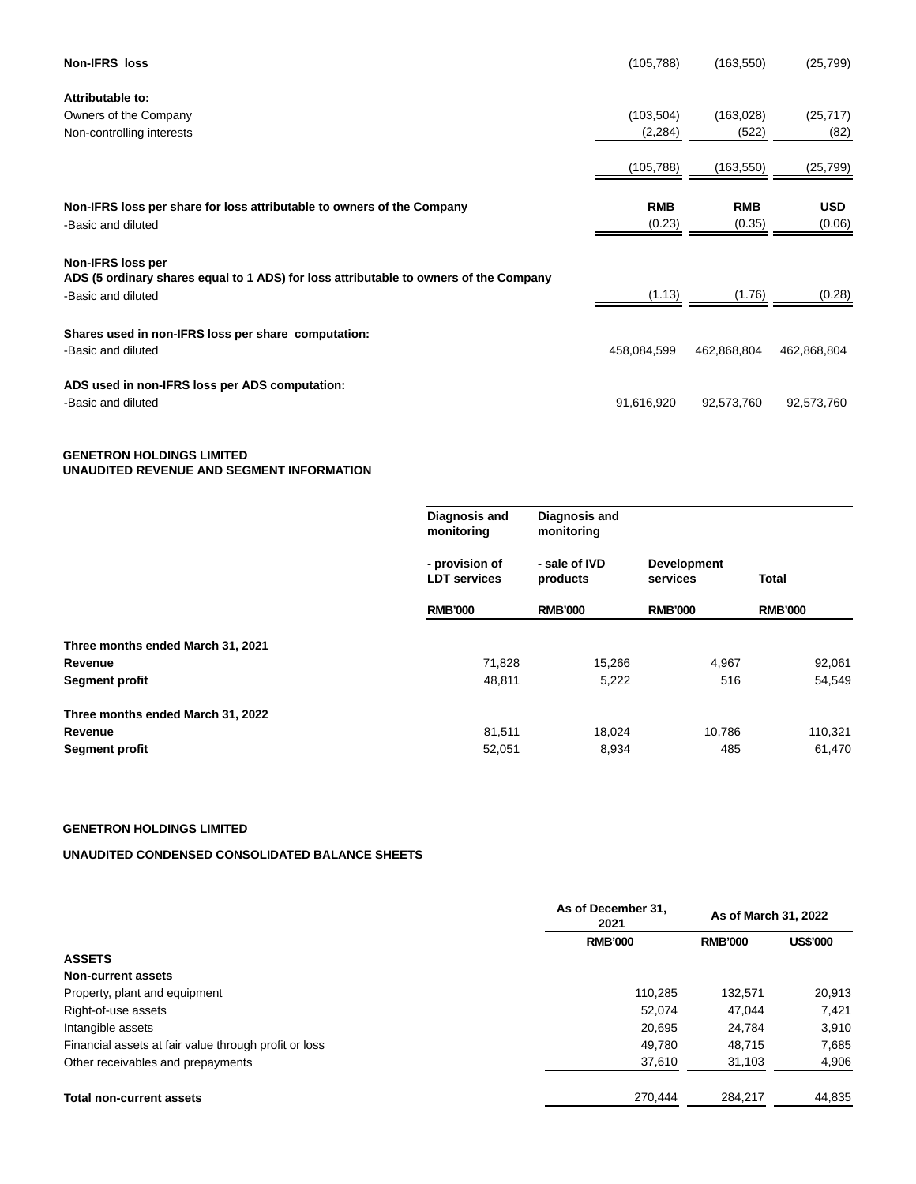| | | | |
|---|---|---|---|
| **Non-IFRS loss** | (105,788) | (163,550) | (25,799) |
| **Attributable to:** | | | |
| Owners of the Company | (103,504) | (163,028) | (25,717) |
| Non-controlling interests | (2,284) | (522) | (82) |
| | (105,788) | (163,550) | (25,799) |
| **Non-IFRS loss per share for loss attributable to owners of the Company** | **RMB** | **RMB** | **USD** |
| -Basic and diluted | (0.23) | (0.35) | (0.06) |
| **Non-IFRS loss per ADS (5 ordinary shares equal to 1 ADS) for loss attributable to owners of the Company** | | | |
| -Basic and diluted | (1.13) | (1.76) | (0.28) |
| **Shares used in non-IFRS loss per share computation:** | | | |
| -Basic and diluted | 458,084,599 | 462,868,804 | 462,868,804 |
| **ADS used in non-IFRS loss per ADS computation:** | | | |
| -Basic and diluted | 91,616,920 | 92,573,760 | 92,573,760 |

**GENETRON HOLDINGS LIMITED**
**UNAUDITED REVENUE AND SEGMENT INFORMATION**

| | Diagnosis and monitoring - provision of LDT services | Diagnosis and monitoring - sale of IVD products | Development services | Total |
|---|---|---|---|---|
| | RMB'000 | RMB'000 | RMB'000 | RMB'000 |
| **Three months ended March 31, 2021** | | | | |
| **Revenue** | 71,828 | 15,266 | 4,967 | 92,061 |
| **Segment profit** | 48,811 | 5,222 | 516 | 54,549 |
| **Three months ended March 31, 2022** | | | | |
| **Revenue** | 81,511 | 18,024 | 10,786 | 110,321 |
| **Segment profit** | 52,051 | 8,934 | 485 | 61,470 |

**GENETRON HOLDINGS LIMITED**

**UNAUDITED CONDENSED CONSOLIDATED BALANCE SHEETS**

| | As of December 31, 2021 | As of March 31, 2022 | |
|---|---|---|---|
| | RMB'000 | RMB'000 | US$'000 |
| **ASSETS** | | | |
| **Non-current assets** | | | |
| Property, plant and equipment | 110,285 | 132,571 | 20,913 |
| Right-of-use assets | 52,074 | 47,044 | 7,421 |
| Intangible assets | 20,695 | 24,784 | 3,910 |
| Financial assets at fair value through profit or loss | 49,780 | 48,715 | 7,685 |
| Other receivables and prepayments | 37,610 | 31,103 | 4,906 |
| **Total non-current assets** | 270,444 | 284,217 | 44,835 |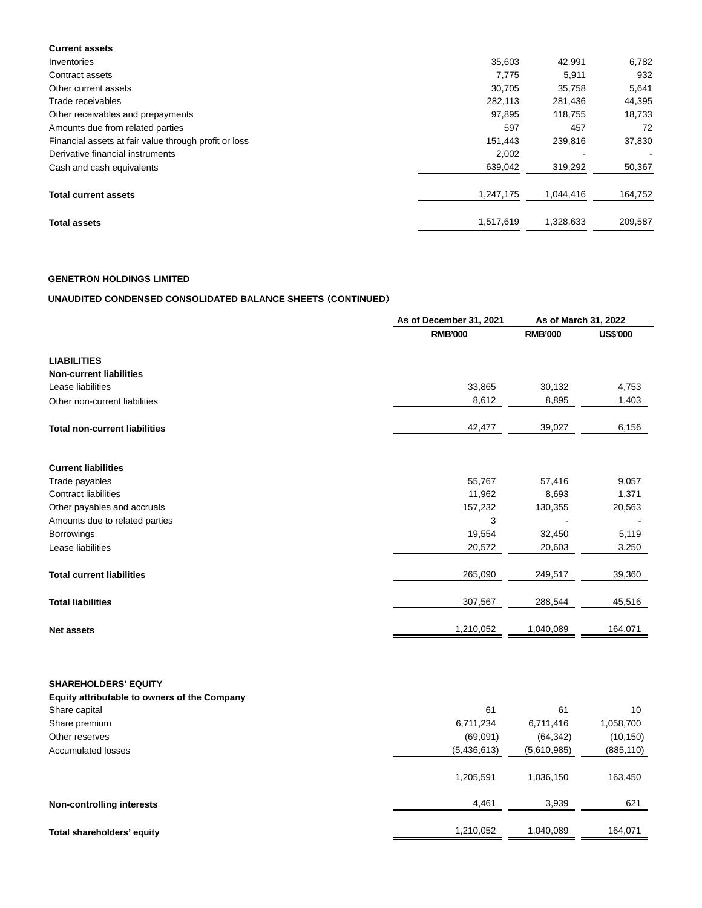| | | | |
|---|---|---|---|
| **Current assets** | | | |
| Inventories | 35,603 | 42,991 | 6,782 |
| Contract assets | 7,775 | 5,911 | 932 |
| Other current assets | 30,705 | 35,758 | 5,641 |
| Trade receivables | 282,113 | 281,436 | 44,395 |
| Other receivables and prepayments | 97,895 | 118,755 | 18,733 |
| Amounts due from related parties | 597 | 457 | 72 |
| Financial assets at fair value through profit or loss | 151,443 | 239,816 | 37,830 |
| Derivative financial instruments | 2,002 | - | - |
| Cash and cash equivalents | 639,042 | 319,292 | 50,367 |
| **Total current assets** | 1,247,175 | 1,044,416 | 164,752 |
| **Total assets** | 1,517,619 | 1,328,633 | 209,587 |

**GENETRON HOLDINGS LIMITED**

**UNAUDITED CONDENSED CONSOLIDATED BALANCE SHEETS (CONTINUED)**

| | As of December 31, 2021 | As of March 31, 2022 | |
|---|---|---|---|
| | **RMB'000** | **RMB'000** | **US$'000** |
| **LIABILITIES** | | | |
| **Non-current liabilities** | | | |
| Lease liabilities | 33,865 | 30,132 | 4,753 |
| Other non-current liabilities | 8,612 | 8,895 | 1,403 |
| **Total non-current liabilities** | 42,477 | 39,027 | 6,156 |
| **Current liabilities** | | | |
| Trade payables | 55,767 | 57,416 | 9,057 |
| Contract liabilities | 11,962 | 8,693 | 1,371 |
| Other payables and accruals | 157,232 | 130,355 | 20,563 |
| Amounts due to related parties | 3 | - | - |
| Borrowings | 19,554 | 32,450 | 5,119 |
| Lease liabilities | 20,572 | 20,603 | 3,250 |
| **Total current liabilities** | 265,090 | 249,517 | 39,360 |
| **Total liabilities** | 307,567 | 288,544 | 45,516 |
| **Net assets** | 1,210,052 | 1,040,089 | 164,071 |
| **SHAREHOLDERS' EQUITY** | | | |
| **Equity attributable to owners of the Company** | | | |
| Share capital | 61 | 61 | 10 |
| Share premium | 6,711,234 | 6,711,416 | 1,058,700 |
| Other reserves | (69,091) | (64,342) | (10,150) |
| Accumulated losses | (5,436,613) | (5,610,985) | (885,110) |
| | 1,205,591 | 1,036,150 | 163,450 |
| **Non-controlling interests** | 4,461 | 3,939 | 621 |
| **Total shareholders' equity** | 1,210,052 | 1,040,089 | 164,071 |